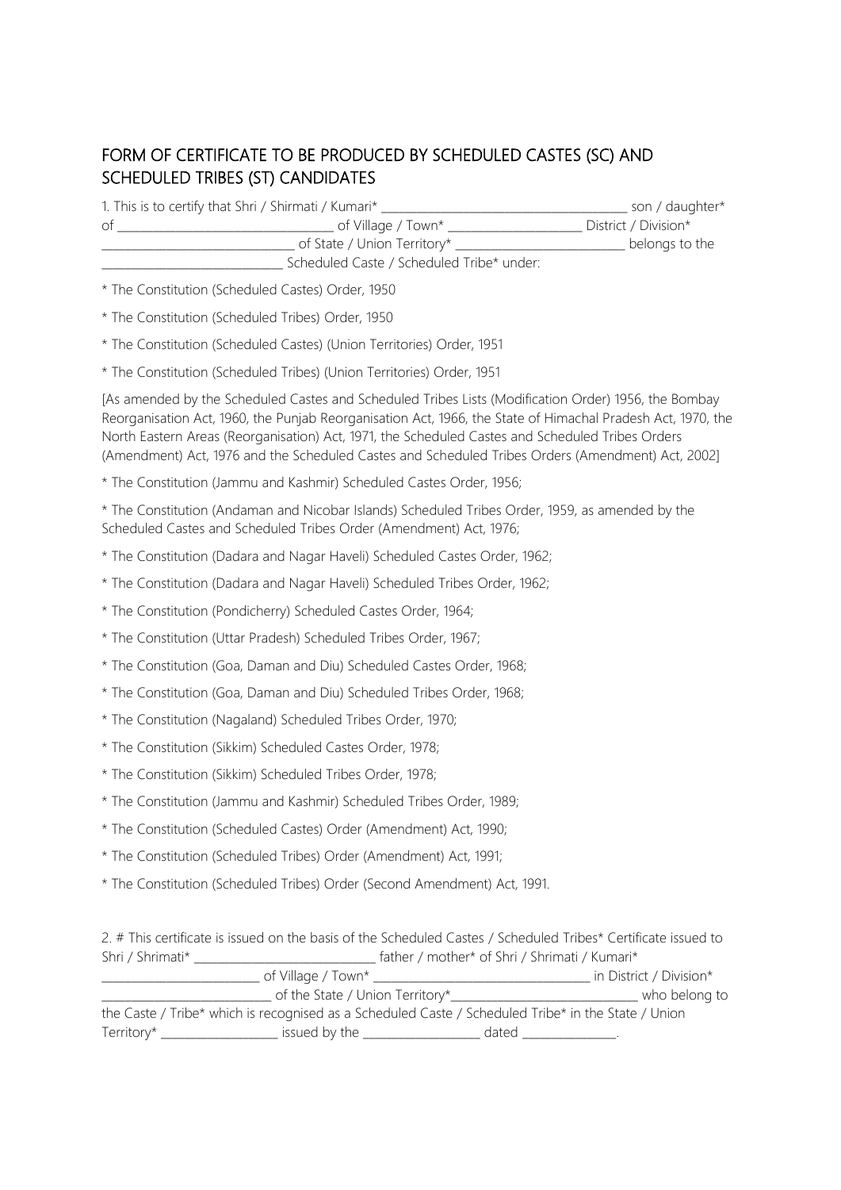## FORM OF CERTIFICATE TO BE PRODUCED BY SCHEDULED CASTES (SC) AND SCHEDULED TRIBES (ST) CANDIDATES

1. This is to certify that Shri / Shirmati / Kumari* ________________________________________ son / daughter* of __________________________________ of Village / Town* ______________________ District / Division* ______________________________ of State / Union Territory* ____________________________ belongs to the _____________________________ Scheduled Caste / Scheduled Tribe* under:

* The Constitution (Scheduled Castes) Order, 1950

* The Constitution (Scheduled Tribes) Order, 1950

* The Constitution (Scheduled Castes) (Union Territories) Order, 1951

* The Constitution (Scheduled Tribes) (Union Territories) Order, 1951

[As amended by the Scheduled Castes and Scheduled Tribes Lists (Modification Order) 1956, the Bombay Reorganisation Act, 1960, the Punjab Reorganisation Act, 1966, the State of Himachal Pradesh Act, 1970, the North Eastern Areas (Reorganisation) Act, 1971, the Scheduled Castes and Scheduled Tribes Orders (Amendment) Act, 1976 and the Scheduled Castes and Scheduled Tribes Orders (Amendment) Act, 2002]

* The Constitution (Jammu and Kashmir) Scheduled Castes Order, 1956;

* The Constitution (Andaman and Nicobar Islands) Scheduled Tribes Order, 1959, as amended by the Scheduled Castes and Scheduled Tribes Order (Amendment) Act, 1976;

* The Constitution (Dadara and Nagar Haveli) Scheduled Castes Order, 1962;

* The Constitution (Dadara and Nagar Haveli) Scheduled Tribes Order, 1962;

* The Constitution (Pondicherry) Scheduled Castes Order, 1964;

* The Constitution (Uttar Pradesh) Scheduled Tribes Order, 1967;

* The Constitution (Goa, Daman and Diu) Scheduled Castes Order, 1968;

* The Constitution (Goa, Daman and Diu) Scheduled Tribes Order, 1968;

* The Constitution (Nagaland) Scheduled Tribes Order, 1970;

* The Constitution (Sikkim) Scheduled Castes Order, 1978;

* The Constitution (Sikkim) Scheduled Tribes Order, 1978;

* The Constitution (Jammu and Kashmir) Scheduled Tribes Order, 1989;

* The Constitution (Scheduled Castes) Order (Amendment) Act, 1990;

* The Constitution (Scheduled Tribes) Order (Amendment) Act, 1991;

* The Constitution (Scheduled Tribes) Order (Second Amendment) Act, 1991.

2. # This certificate is issued on the basis of the Scheduled Castes / Scheduled Tribes* Certificate issued to Shri / Shrimati* _____________________________ father / mother* of Shri / Shrimati / Kumari* _________________________ of Village / Town* ___________________________________ in District / Division* ___________________________ of the State / Union Territory*______________________________ who belong to the Caste / Tribe* which is recognised as a Scheduled Caste / Scheduled Tribe* in the State / Union Territory* ___________________ issued by the ___________________ dated _______________.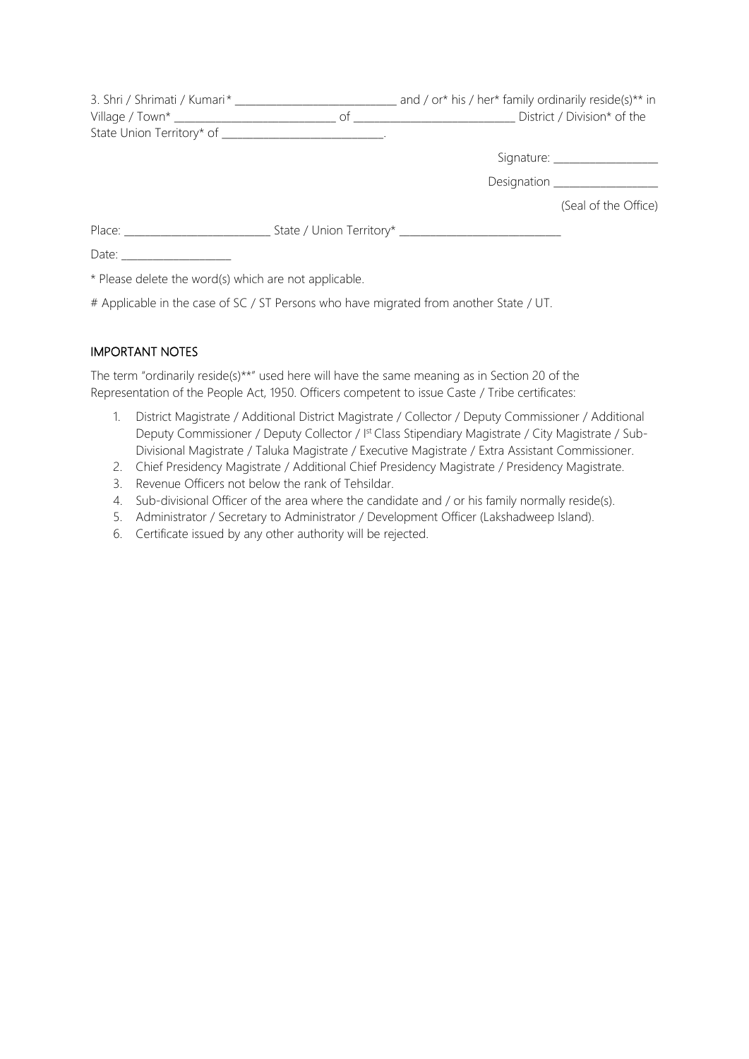3. Shri / Shrimati / Kumari* ____________________________ and / or* his / her* family ordinarily reside(s)** in Village / Town* ____________________________ of ____________________________ District / Division* of the State Union Territory* of ____________________________.

Signature: ___________________

Designation ___________________

(Seal of the Office)

Place: __________________________ State / Union Territory* ____________________________

Date: ____________________

* Please delete the word(s) which are not applicable.

# Applicable in the case of SC / ST Persons who have migrated from another State / UT.

### IMPORTANT NOTES

The term "ordinarily reside(s)**" used here will have the same meaning as in Section 20 of the Representation of the People Act, 1950. Officers competent to issue Caste / Tribe certificates:

1. District Magistrate / Additional District Magistrate / Collector / Deputy Commissioner / Additional Deputy Commissioner / Deputy Collector / Ist Class Stipendiary Magistrate / City Magistrate / Sub-Divisional Magistrate / Taluka Magistrate / Executive Magistrate / Extra Assistant Commissioner.
2. Chief Presidency Magistrate / Additional Chief Presidency Magistrate / Presidency Magistrate.
3. Revenue Officers not below the rank of Tehsildar.
4. Sub-divisional Officer of the area where the candidate and / or his family normally reside(s).
5. Administrator / Secretary to Administrator / Development Officer (Lakshadweep Island).
6. Certificate issued by any other authority will be rejected.